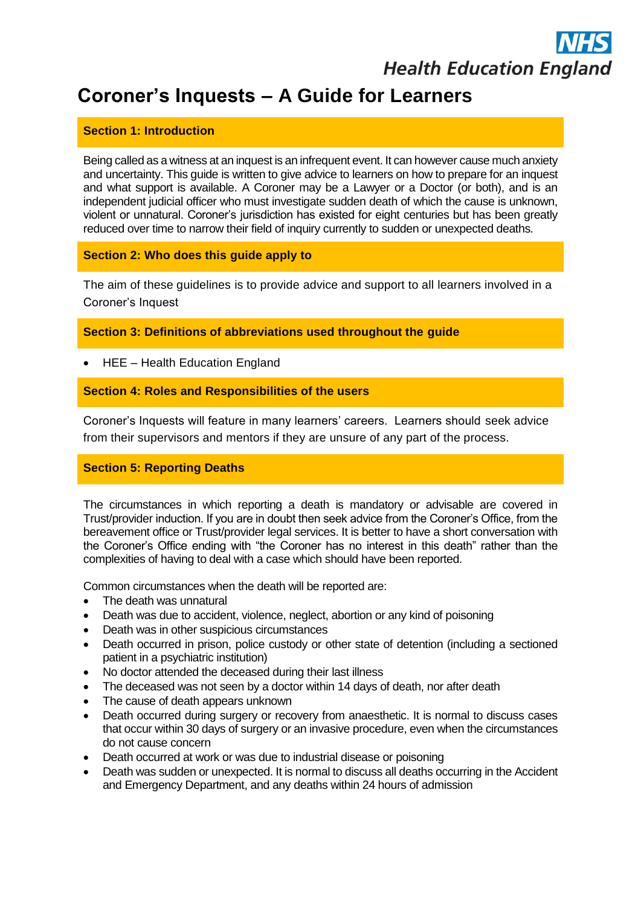NHS Health Education England

# Coroner's Inquests – A Guide for Learners

## Section 1: Introduction

Being called as a witness at an inquest is an infrequent event. It can however cause much anxiety and uncertainty. This guide is written to give advice to learners on how to prepare for an inquest and what support is available. A Coroner may be a Lawyer or a Doctor (or both), and is an independent judicial officer who must investigate sudden death of which the cause is unknown, violent or unnatural. Coroner's jurisdiction has existed for eight centuries but has been greatly reduced over time to narrow their field of inquiry currently to sudden or unexpected deaths.

## Section 2: Who does this guide apply to

The aim of these guidelines is to provide advice and support to all learners involved in a Coroner's Inquest

## Section 3: Definitions of abbreviations used throughout the guide

- HEE – Health Education England

## Section 4: Roles and Responsibilities of the users

Coroner's Inquests will feature in many learners' careers. Learners should seek advice from their supervisors and mentors if they are unsure of any part of the process.

## Section 5: Reporting Deaths

The circumstances in which reporting a death is mandatory or advisable are covered in Trust/provider induction. If you are in doubt then seek advice from the Coroner's Office, from the bereavement office or Trust/provider legal services. It is better to have a short conversation with the Coroner's Office ending with "the Coroner has no interest in this death" rather than the complexities of having to deal with a case which should have been reported.

Common circumstances when the death will be reported are:

- The death was unnatural
- Death was due to accident, violence, neglect, abortion or any kind of poisoning
- Death was in other suspicious circumstances
- Death occurred in prison, police custody or other state of detention (including a sectioned patient in a psychiatric institution)
- No doctor attended the deceased during their last illness
- The deceased was not seen by a doctor within 14 days of death, nor after death
- The cause of death appears unknown
- Death occurred during surgery or recovery from anaesthetic. It is normal to discuss cases that occur within 30 days of surgery or an invasive procedure, even when the circumstances do not cause concern
- Death occurred at work or was due to industrial disease or poisoning
- Death was sudden or unexpected. It is normal to discuss all deaths occurring in the Accident and Emergency Department, and any deaths within 24 hours of admission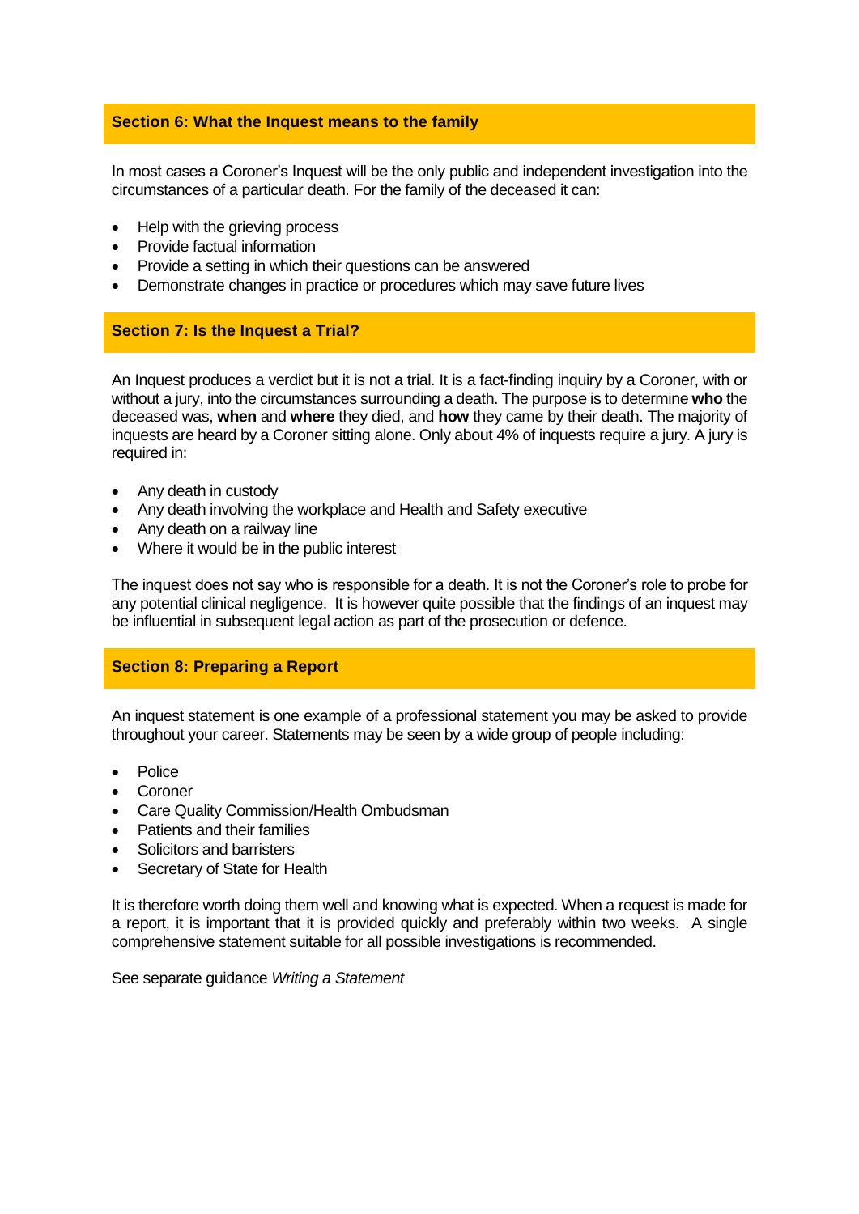## Section 6: What the Inquest means to the family

In most cases a Coroner's Inquest will be the only public and independent investigation into the circumstances of a particular death. For the family of the deceased it can:

- Help with the grieving process
- Provide factual information
- Provide a setting in which their questions can be answered
- Demonstrate changes in practice or procedures which may save future lives

## Section 7: Is the Inquest a Trial?

An Inquest produces a verdict but it is not a trial. It is a fact-finding inquiry by a Coroner, with or without a jury, into the circumstances surrounding a death. The purpose is to determine **who** the deceased was, **when** and **where** they died, and **how** they came by their death. The majority of inquests are heard by a Coroner sitting alone. Only about 4% of inquests require a jury. A jury is required in:

- Any death in custody
- Any death involving the workplace and Health and Safety executive
- Any death on a railway line
- Where it would be in the public interest

The inquest does not say who is responsible for a death. It is not the Coroner's role to probe for any potential clinical negligence. It is however quite possible that the findings of an inquest may be influential in subsequent legal action as part of the prosecution or defence.

## Section 8: Preparing a Report

An inquest statement is one example of a professional statement you may be asked to provide throughout your career. Statements may be seen by a wide group of people including:

- Police
- Coroner
- Care Quality Commission/Health Ombudsman
- Patients and their families
- Solicitors and barristers
- Secretary of State for Health

It is therefore worth doing them well and knowing what is expected. When a request is made for a report, it is important that it is provided quickly and preferably within two weeks. A single comprehensive statement suitable for all possible investigations is recommended.

See separate guidance *Writing a Statement*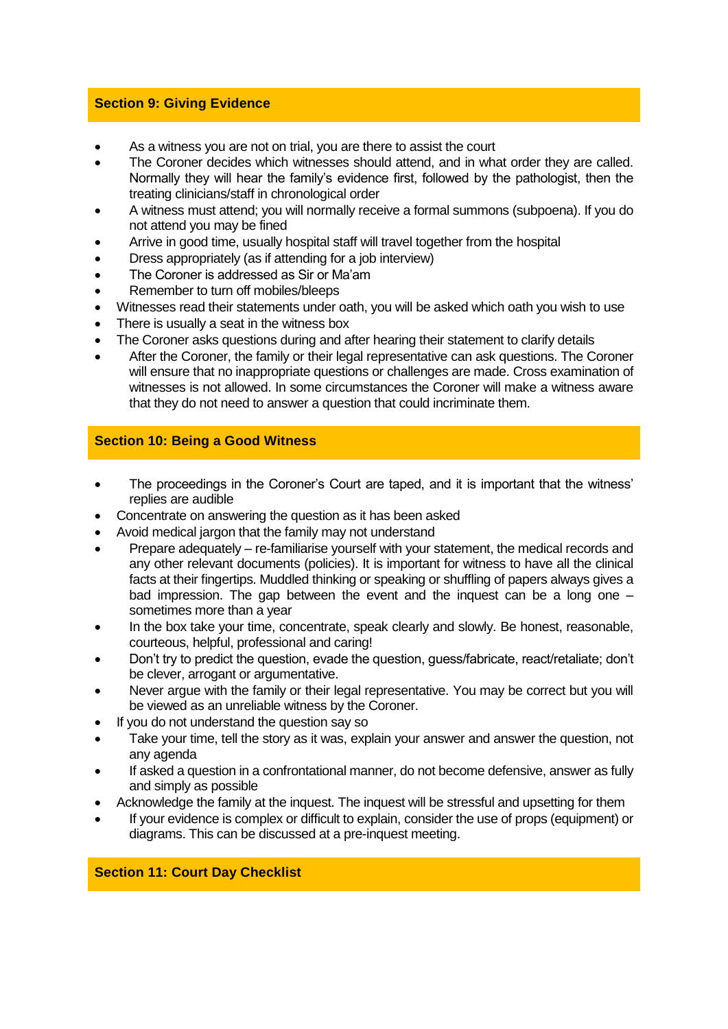## Section 9: Giving Evidence

- As a witness you are not on trial, you are there to assist the court
- The Coroner decides which witnesses should attend, and in what order they are called. Normally they will hear the family's evidence first, followed by the pathologist, then the treating clinicians/staff in chronological order
- A witness must attend; you will normally receive a formal summons (subpoena). If you do not attend you may be fined
- Arrive in good time, usually hospital staff will travel together from the hospital
- Dress appropriately (as if attending for a job interview)
- The Coroner is addressed as Sir or Ma'am
- Remember to turn off mobiles/bleeps
- Witnesses read their statements under oath, you will be asked which oath you wish to use
- There is usually a seat in the witness box
- The Coroner asks questions during and after hearing their statement to clarify details
- After the Coroner, the family or their legal representative can ask questions. The Coroner will ensure that no inappropriate questions or challenges are made. Cross examination of witnesses is not allowed. In some circumstances the Coroner will make a witness aware that they do not need to answer a question that could incriminate them.

## Section 10: Being a Good Witness

- The proceedings in the Coroner's Court are taped, and it is important that the witness' replies are audible
- Concentrate on answering the question as it has been asked
- Avoid medical jargon that the family may not understand
- Prepare adequately – re-familiarise yourself with your statement, the medical records and any other relevant documents (policies). It is important for witness to have all the clinical facts at their fingertips. Muddled thinking or speaking or shuffling of papers always gives a bad impression. The gap between the event and the inquest can be a long one – sometimes more than a year
- In the box take your time, concentrate, speak clearly and slowly. Be honest, reasonable, courteous, helpful, professional and caring!
- Don't try to predict the question, evade the question, guess/fabricate, react/retaliate; don't be clever, arrogant or argumentative.
- Never argue with the family or their legal representative. You may be correct but you will be viewed as an unreliable witness by the Coroner.
- If you do not understand the question say so
- Take your time, tell the story as it was, explain your answer and answer the question, not any agenda
- If asked a question in a confrontational manner, do not become defensive, answer as fully and simply as possible
- Acknowledge the family at the inquest. The inquest will be stressful and upsetting for them
- If your evidence is complex or difficult to explain, consider the use of props (equipment) or diagrams. This can be discussed at a pre-inquest meeting.

## Section 11: Court Day Checklist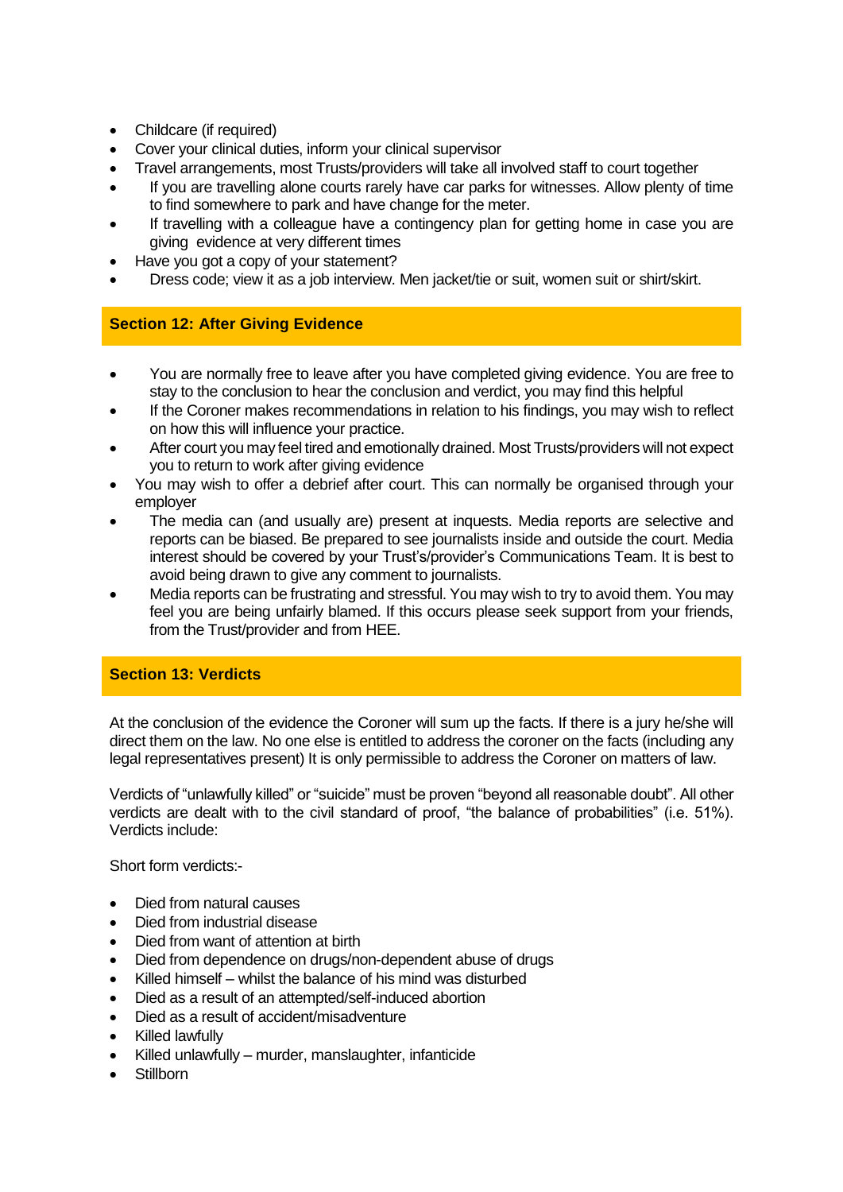- Childcare (if required)
- Cover your clinical duties, inform your clinical supervisor
- Travel arrangements, most Trusts/providers will take all involved staff to court together
- If you are travelling alone courts rarely have car parks for witnesses. Allow plenty of time to find somewhere to park and have change for the meter.
- If travelling with a colleague have a contingency plan for getting home in case you are giving evidence at very different times
- Have you got a copy of your statement?
- Dress code; view it as a job interview. Men jacket/tie or suit, women suit or shirt/skirt.

## Section 12: After Giving Evidence

- You are normally free to leave after you have completed giving evidence. You are free to stay to the conclusion to hear the conclusion and verdict, you may find this helpful
- If the Coroner makes recommendations in relation to his findings, you may wish to reflect on how this will influence your practice.
- After court you may feel tired and emotionally drained. Most Trusts/providers will not expect you to return to work after giving evidence
- You may wish to offer a debrief after court. This can normally be organised through your employer
- The media can (and usually are) present at inquests. Media reports are selective and reports can be biased. Be prepared to see journalists inside and outside the court. Media interest should be covered by your Trust's/provider's Communications Team. It is best to avoid being drawn to give any comment to journalists.
- Media reports can be frustrating and stressful. You may wish to try to avoid them. You may feel you are being unfairly blamed. If this occurs please seek support from your friends, from the Trust/provider and from HEE.

## Section 13: Verdicts

At the conclusion of the evidence the Coroner will sum up the facts. If there is a jury he/she will direct them on the law. No one else is entitled to address the coroner on the facts (including any legal representatives present) It is only permissible to address the Coroner on matters of law.

Verdicts of "unlawfully killed" or "suicide" must be proven "beyond all reasonable doubt". All other verdicts are dealt with to the civil standard of proof, "the balance of probabilities" (i.e. 51%). Verdicts include:

Short form verdicts:-

- Died from natural causes
- Died from industrial disease
- Died from want of attention at birth
- Died from dependence on drugs/non-dependent abuse of drugs
- Killed himself – whilst the balance of his mind was disturbed
- Died as a result of an attempted/self-induced abortion
- Died as a result of accident/misadventure
- Killed lawfully
- Killed unlawfully – murder, manslaughter, infanticide
- Stillborn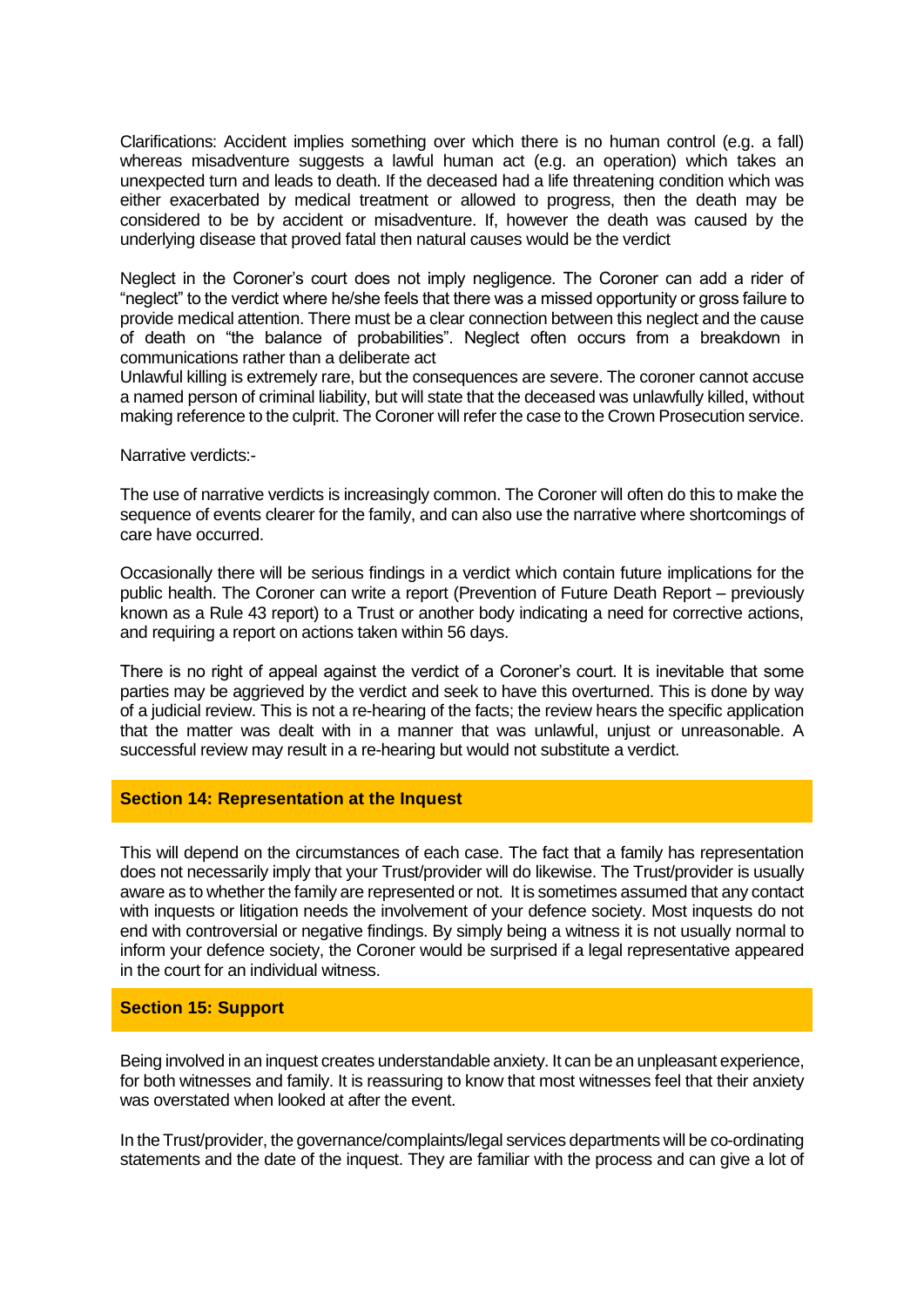Clarifications: Accident implies something over which there is no human control (e.g. a fall) whereas misadventure suggests a lawful human act (e.g. an operation) which takes an unexpected turn and leads to death. If the deceased had a life threatening condition which was either exacerbated by medical treatment or allowed to progress, then the death may be considered to be by accident or misadventure. If, however the death was caused by the underlying disease that proved fatal then natural causes would be the verdict

Neglect in the Coroner's court does not imply negligence. The Coroner can add a rider of "neglect" to the verdict where he/she feels that there was a missed opportunity or gross failure to provide medical attention. There must be a clear connection between this neglect and the cause of death on "the balance of probabilities". Neglect often occurs from a breakdown in communications rather than a deliberate act

Unlawful killing is extremely rare, but the consequences are severe. The coroner cannot accuse a named person of criminal liability, but will state that the deceased was unlawfully killed, without making reference to the culprit. The Coroner will refer the case to the Crown Prosecution service.

Narrative verdicts:-

The use of narrative verdicts is increasingly common. The Coroner will often do this to make the sequence of events clearer for the family, and can also use the narrative where shortcomings of care have occurred.

Occasionally there will be serious findings in a verdict which contain future implications for the public health. The Coroner can write a report (Prevention of Future Death Report – previously known as a Rule 43 report) to a Trust or another body indicating a need for corrective actions, and requiring a report on actions taken within 56 days.

There is no right of appeal against the verdict of a Coroner's court. It is inevitable that some parties may be aggrieved by the verdict and seek to have this overturned. This is done by way of a judicial review. This is not a re-hearing of the facts; the review hears the specific application that the matter was dealt with in a manner that was unlawful, unjust or unreasonable. A successful review may result in a re-hearing but would not substitute a verdict.

## Section 14: Representation at the Inquest

This will depend on the circumstances of each case. The fact that a family has representation does not necessarily imply that your Trust/provider will do likewise. The Trust/provider is usually aware as to whether the family are represented or not. It is sometimes assumed that any contact with inquests or litigation needs the involvement of your defence society. Most inquests do not end with controversial or negative findings. By simply being a witness it is not usually normal to inform your defence society, the Coroner would be surprised if a legal representative appeared in the court for an individual witness.

## Section 15: Support

Being involved in an inquest creates understandable anxiety. It can be an unpleasant experience, for both witnesses and family. It is reassuring to know that most witnesses feel that their anxiety was overstated when looked at after the event.

In the Trust/provider, the governance/complaints/legal services departments will be co-ordinating statements and the date of the inquest. They are familiar with the process and can give a lot of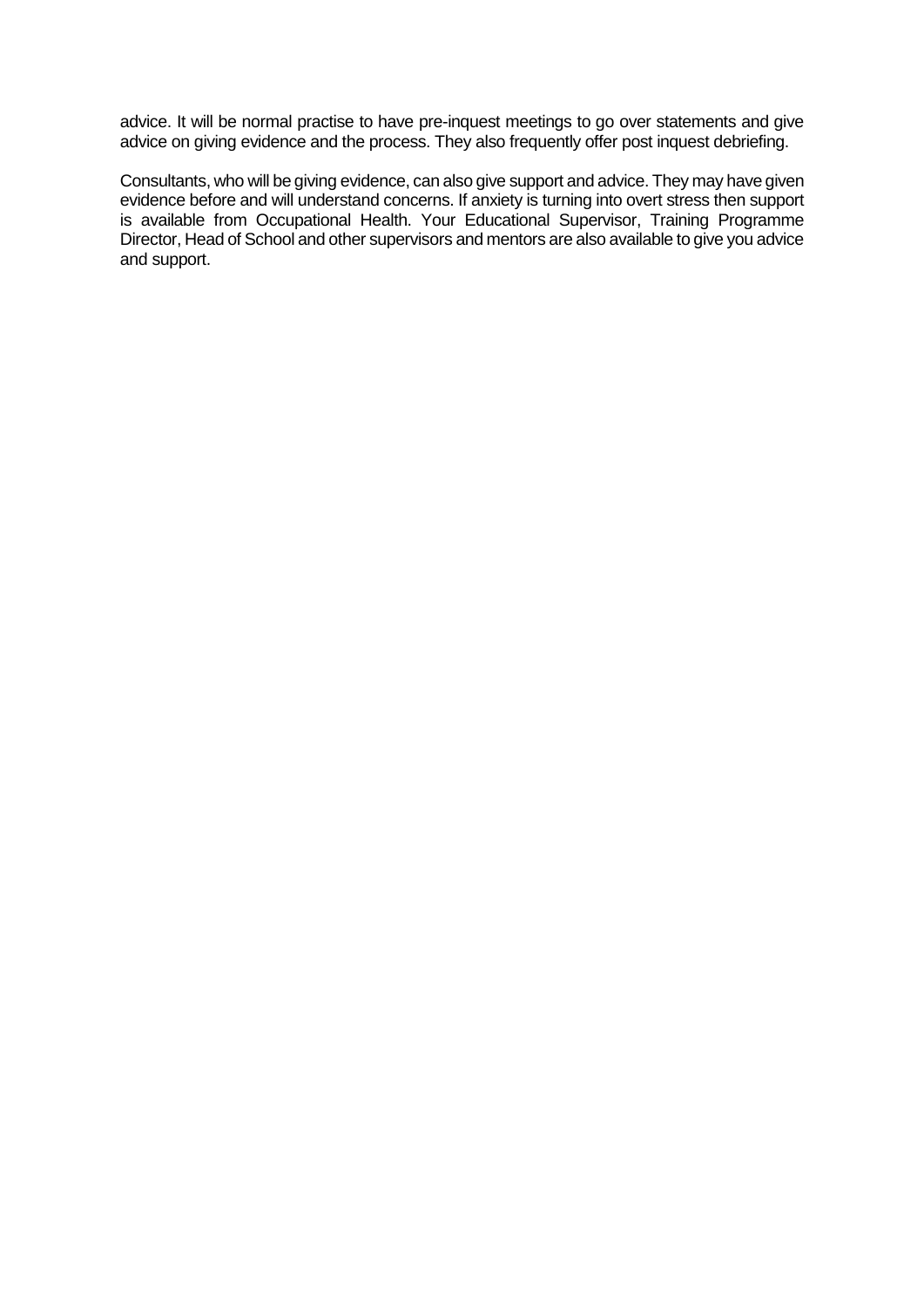advice. It will be normal practise to have pre-inquest meetings to go over statements and give advice on giving evidence and the process. They also frequently offer post inquest debriefing.

Consultants, who will be giving evidence, can also give support and advice. They may have given evidence before and will understand concerns. If anxiety is turning into overt stress then support is available from Occupational Health. Your Educational Supervisor, Training Programme Director, Head of School and other supervisors and mentors are also available to give you advice and support.